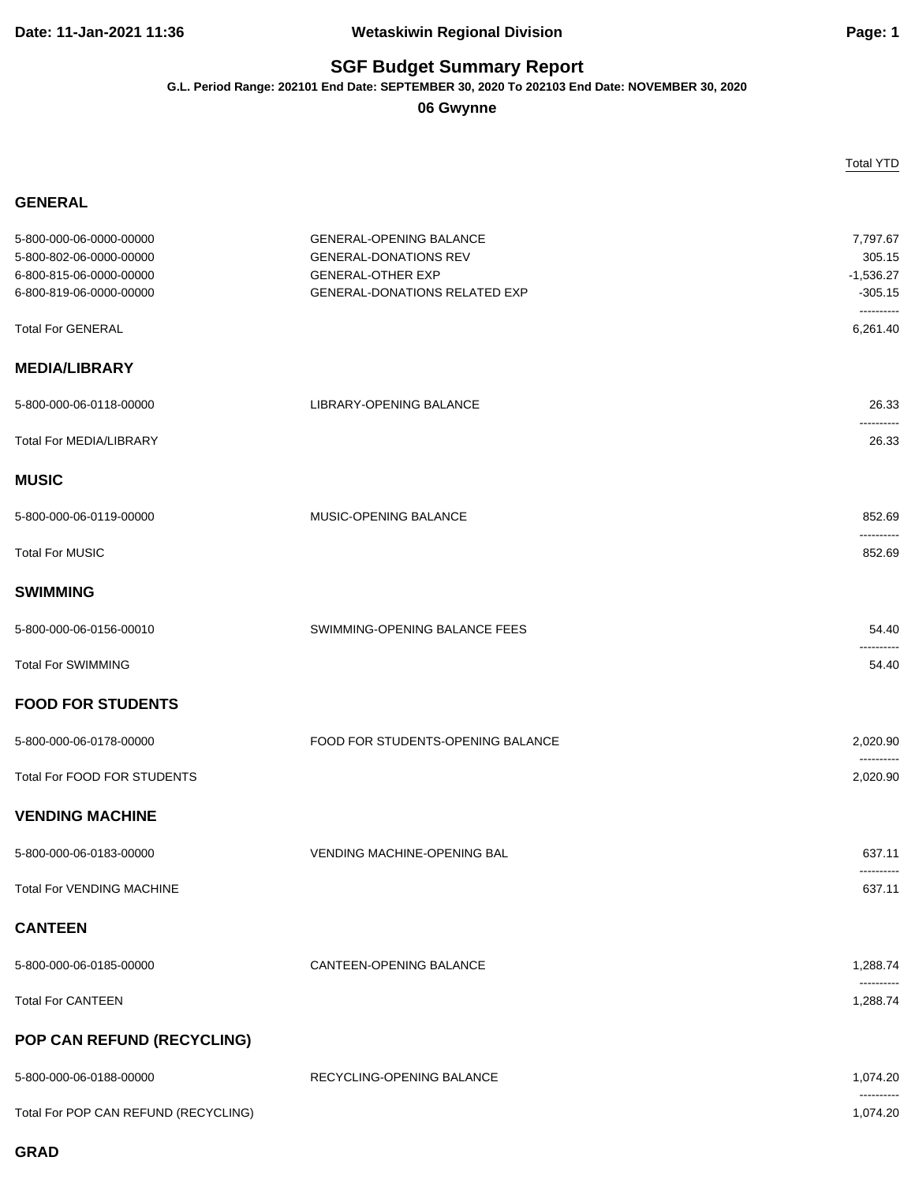# SGF Budget Summary Report

**G.L. Period Range: 202101 End Date: SEPTEMBER 30, 2020 To 202103 End Date: NOVEMBER 30, 2020**

**06 Gwynne**

| | | Total YTD |
|---|---|---|
| **GENERAL** | | |
| 5-800-000-06-0000-00000 | GENERAL-OPENING BALANCE | 7,797.67 |
| 5-800-802-06-0000-00000 | GENERAL-DONATIONS REV | 305.15 |
| 6-800-815-06-0000-00000 | GENERAL-OTHER EXP | -1,536.27 |
| 6-800-819-06-0000-00000 | GENERAL-DONATIONS RELATED EXP | -305.15 |
| Total For GENERAL | | 6,261.40 |
| **MEDIA/LIBRARY** | | |
| 5-800-000-06-0118-00000 | LIBRARY-OPENING BALANCE | 26.33 |
| Total For MEDIA/LIBRARY | | 26.33 |
| **MUSIC** | | |
| 5-800-000-06-0119-00000 | MUSIC-OPENING BALANCE | 852.69 |
| Total For MUSIC | | 852.69 |
| **SWIMMING** | | |
| 5-800-000-06-0156-00010 | SWIMMING-OPENING BALANCE FEES | 54.40 |
| Total For SWIMMING | | 54.40 |
| **FOOD FOR STUDENTS** | | |
| 5-800-000-06-0178-00000 | FOOD FOR STUDENTS-OPENING BALANCE | 2,020.90 |
| Total For FOOD FOR STUDENTS | | 2,020.90 |
| **VENDING MACHINE** | | |
| 5-800-000-06-0183-00000 | VENDING MACHINE-OPENING BAL | 637.11 |
| Total For VENDING MACHINE | | 637.11 |
| **CANTEEN** | | |
| 5-800-000-06-0185-00000 | CANTEEN-OPENING BALANCE | 1,288.74 |
| Total For CANTEEN | | 1,288.74 |
| **POP CAN REFUND (RECYCLING)** | | |
| 5-800-000-06-0188-00000 | RECYCLING-OPENING BALANCE | 1,074.20 |
| Total For POP CAN REFUND (RECYCLING) | | 1,074.20 |

**GRAD**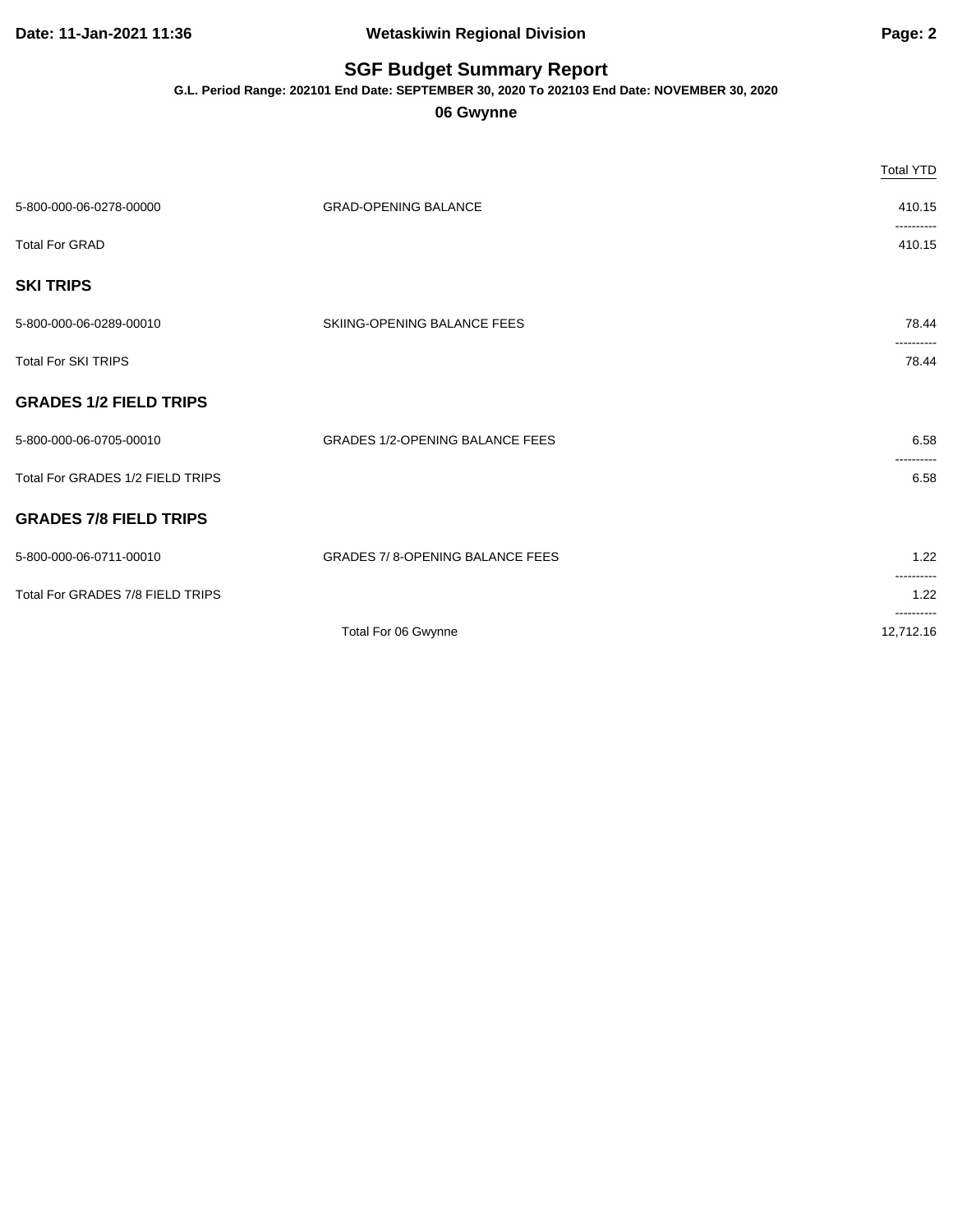## SGF Budget Summary Report

**G.L. Period Range: 202101 End Date: SEPTEMBER 30, 2020 To 202103 End Date: NOVEMBER 30, 2020**

**06 Gwynne**

| | | Total YTD |
|---|---|---|
| 5-800-000-06-0278-00000 | GRAD-OPENING BALANCE | 410.15 |
| Total For GRAD | | 410.15 |
| **SKI TRIPS** | | |
| 5-800-000-06-0289-00010 | SKIING-OPENING BALANCE FEES | 78.44 |
| Total For SKI TRIPS | | 78.44 |
| **GRADES 1/2 FIELD TRIPS** | | |
| 5-800-000-06-0705-00010 | GRADES 1/2-OPENING BALANCE FEES | 6.58 |
| Total For GRADES 1/2 FIELD TRIPS | | 6.58 |
| **GRADES 7/8 FIELD TRIPS** | | |
| 5-800-000-06-0711-00010 | GRADES 7/ 8-OPENING BALANCE FEES | 1.22 |
| Total For GRADES 7/8 FIELD TRIPS | | 1.22 |
| | Total For 06 Gwynne | 12,712.16 |